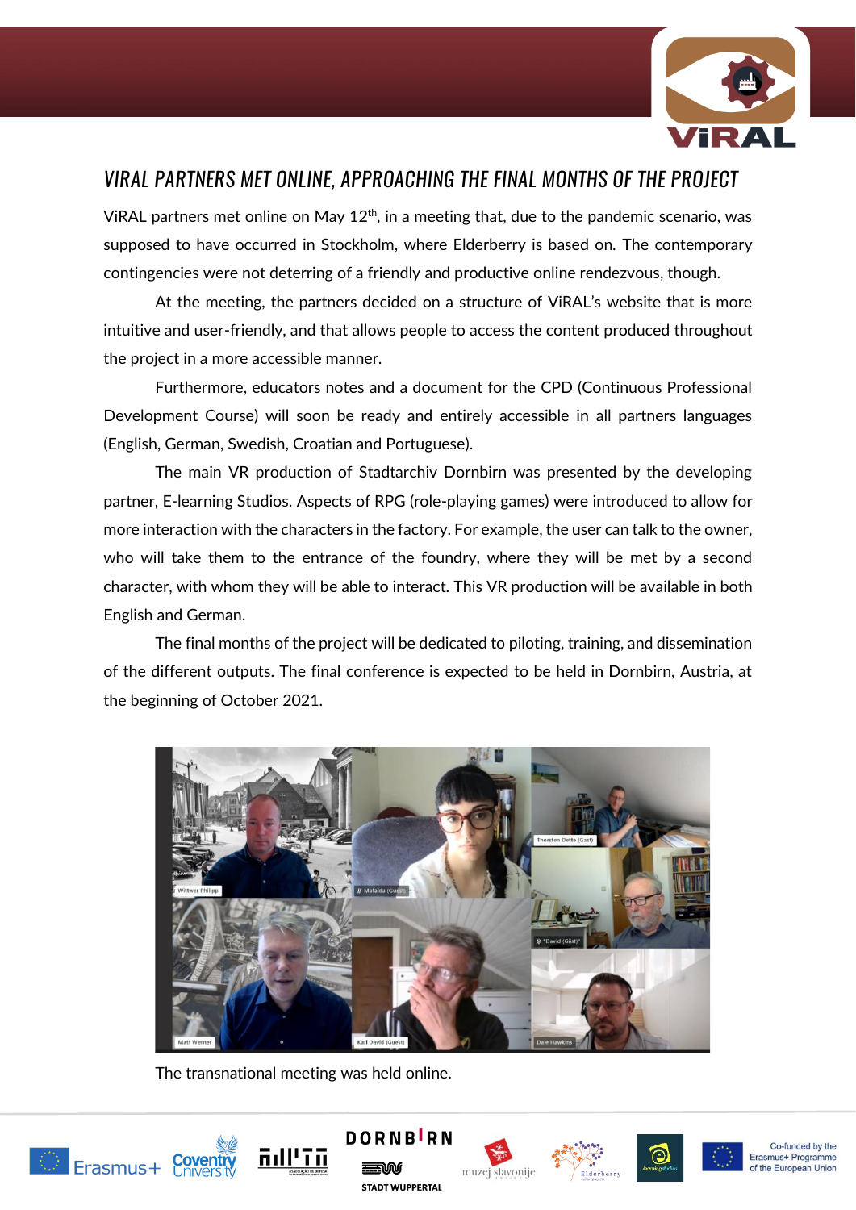# VIRAL PARTNERS MET ONLINE, APPROACHING THE FINAL MONTHS OF THE PROJECT

ViRAL partners met online on May 12th, in a meeting that, due to the pandemic scenario, was supposed to have occurred in Stockholm, where Elderberry is based on. The contemporary contingencies were not deterring of a friendly and productive online rendezvous, though.

At the meeting, the partners decided on a structure of ViRAL's website that is more intuitive and user-friendly, and that allows people to access the content produced throughout the project in a more accessible manner.

Furthermore, educators notes and a document for the CPD (Continuous Professional Development Course) will soon be ready and entirely accessible in all partners languages (English, German, Swedish, Croatian and Portuguese).

The main VR production of Stadtarchiv Dornbirn was presented by the developing partner, E-learning Studios. Aspects of RPG (role-playing games) were introduced to allow for more interaction with the characters in the factory. For example, the user can talk to the owner, who will take them to the entrance of the foundry, where they will be met by a second character, with whom they will be able to interact. This VR production will be available in both English and German.

The final months of the project will be dedicated to piloting, training, and dissemination of the different outputs. The final conference is expected to be held in Dornbirn, Austria, at the beginning of October 2021.

The transnational meeting was held online.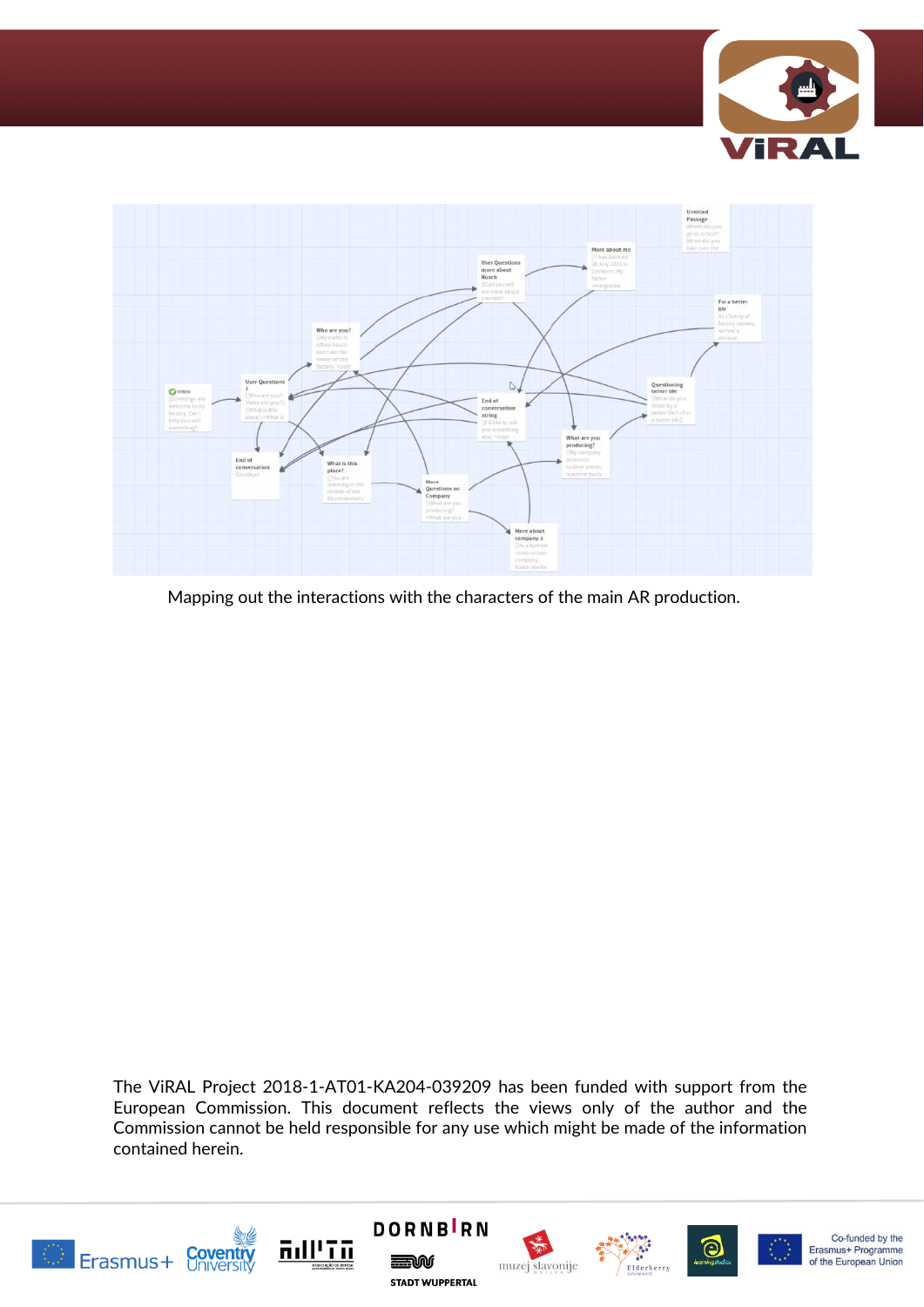Mapping out the interactions with the characters of the main AR production.

The ViRAL Project 2018-1-AT01-KA204-039209 has been funded with support from the European Commission. This document reflects the views only of the author and the Commission cannot be held responsible for any use which might be made of the information contained herein.